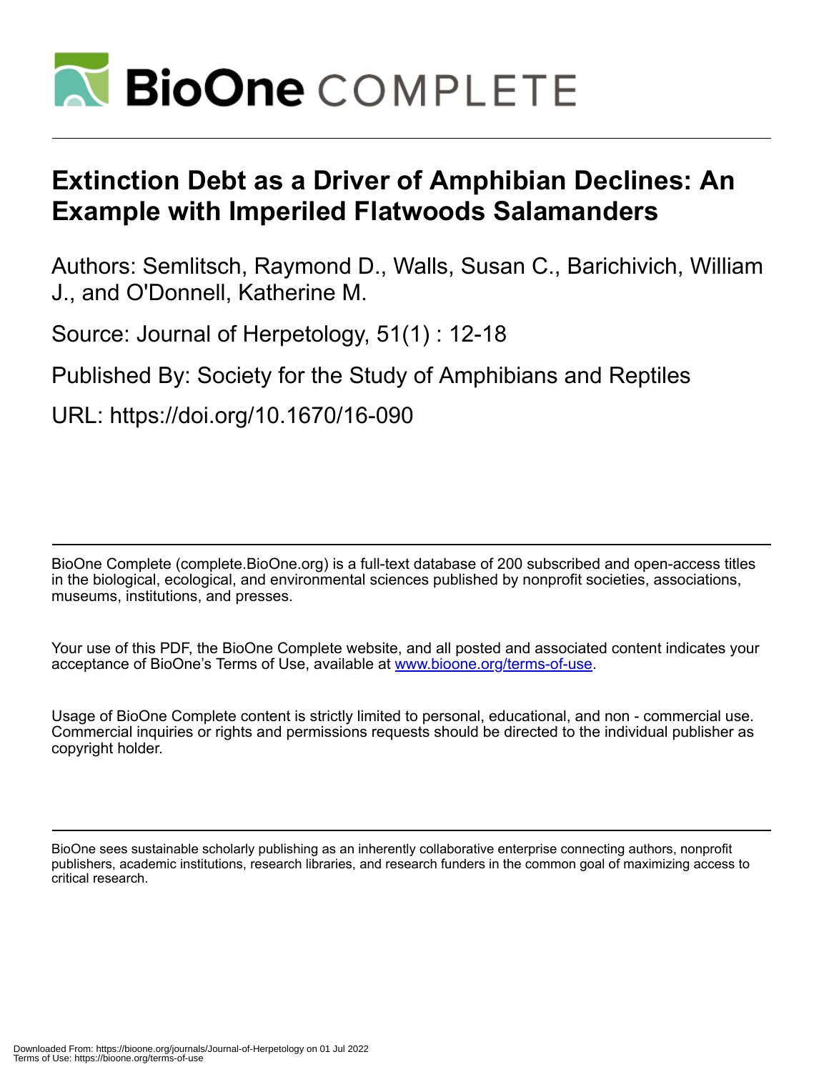# Extinction Debt as a Driver of Amphibian Declines: An Example with Imperiled Flatwoods Salamanders

Authors: Semlitsch, Raymond D., Walls, Susan C., Barichivich, William J., and O'Donnell, Katherine M.

Source: Journal of Herpetology, 51(1) : 12-18

Published By: Society for the Study of Amphibians and Reptiles

URL: https://doi.org/10.1670/16-090

BioOne Complete (complete.BioOne.org) is a full-text database of 200 subscribed and open-access titles in the biological, ecological, and environmental sciences published by nonprofit societies, associations, museums, institutions, and presses.

Your use of this PDF, the BioOne Complete website, and all posted and associated content indicates your acceptance of BioOne's Terms of Use, available at www.bioone.org/terms-of-use.

Usage of BioOne Complete content is strictly limited to personal, educational, and non - commercial use. Commercial inquiries or rights and permissions requests should be directed to the individual publisher as copyright holder.

BioOne sees sustainable scholarly publishing as an inherently collaborative enterprise connecting authors, nonprofit publishers, academic institutions, research libraries, and research funders in the common goal of maximizing access to critical research.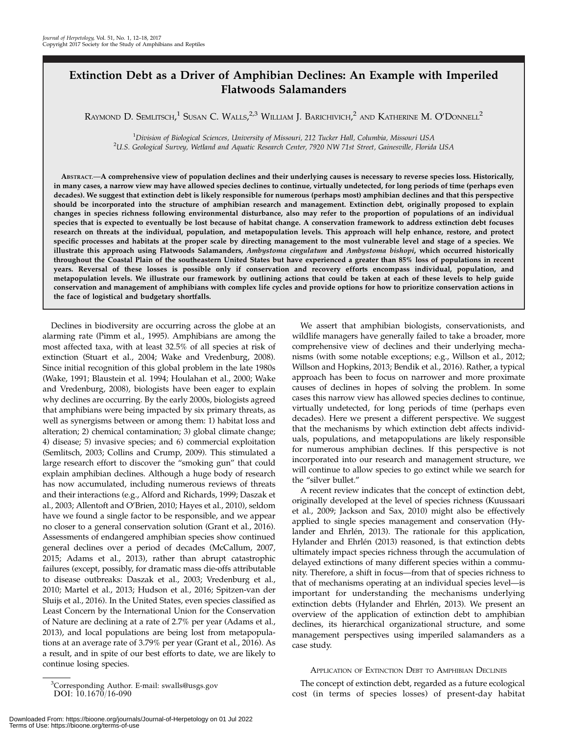# Extinction Debt as a Driver of Amphibian Declines: An Example with Imperiled Flatwoods Salamanders

Raymond D. Semlitsch,[1] Susan C. Walls,[2,3] William J. Barichivich,[2] and Katherine M. O'Donnell[2]

[1]Division of Biological Sciences, University of Missouri, 212 Tucker Hall, Columbia, Missouri USA
[2]U.S. Geological Survey, Wetland and Aquatic Research Center, 7920 NW 71st Street, Gainesville, Florida USA

**Abstract.—A comprehensive view of population declines and their underlying causes is necessary to reverse species loss. Historically, in many cases, a narrow view may have allowed species declines to continue, virtually undetected, for long periods of time (perhaps even decades). We suggest that extinction debt is likely responsible for numerous (perhaps most) amphibian declines and that this perspective should be incorporated into the structure of amphibian research and management. Extinction debt, originally proposed to explain changes in species richness following environmental disturbance, also may refer to the proportion of populations of an individual species that is expected to eventually be lost because of habitat change. A conservation framework to address extinction debt focuses research on threats at the individual, population, and metapopulation levels. This approach will help enhance, restore, and protect specific processes and habitats at the proper scale by directing management to the most vulnerable level and stage of a species. We illustrate this approach using Flatwoods Salamanders, *Ambystoma cingulatum* and *Ambystoma bishopi*, which occurred historically throughout the Coastal Plain of the southeastern United States but have experienced a greater than 85% loss of populations in recent years. Reversal of these losses is possible only if conservation and recovery efforts encompass individual, population, and metapopulation levels. We illustrate our framework by outlining actions that could be taken at each of these levels to help guide conservation and management of amphibians with complex life cycles and provide options for how to prioritize conservation actions in the face of logistical and budgetary shortfalls.**

Declines in biodiversity are occurring across the globe at an alarming rate (Pimm et al., 1995). Amphibians are among the most affected taxa, with at least 32.5% of all species at risk of extinction (Stuart et al., 2004; Wake and Vredenburg, 2008). Since initial recognition of this global problem in the late 1980s (Wake, 1991; Blaustein et al. 1994; Houlahan et al., 2000; Wake and Vredenburg, 2008), biologists have been eager to explain why declines are occurring. By the early 2000s, biologists agreed that amphibians were being impacted by six primary threats, as well as synergisms between or among them: 1) habitat loss and alteration; 2) chemical contamination; 3) global climate change; 4) disease; 5) invasive species; and 6) commercial exploitation (Semlitsch, 2003; Collins and Crump, 2009). This stimulated a large research effort to discover the "smoking gun" that could explain amphibian declines. Although a huge body of research has now accumulated, including numerous reviews of threats and their interactions (e.g., Alford and Richards, 1999; Daszak et al., 2003; Allentoft and O'Brien, 2010; Hayes et al., 2010), seldom have we found a single factor to be responsible, and we appear no closer to a general conservation solution (Grant et al., 2016). Assessments of endangered amphibian species show continued general declines over a period of decades (McCallum, 2007, 2015; Adams et al., 2013), rather than abrupt catastrophic failures (except, possibly, for dramatic mass die-offs attributable to disease outbreaks: Daszak et al., 2003; Vredenburg et al., 2010; Martel et al., 2013; Hudson et al., 2016; Spitzen-van der Sluijs et al., 2016). In the United States, even species classified as Least Concern by the International Union for the Conservation of Nature are declining at a rate of 2.7% per year (Adams et al., 2013), and local populations are being lost from metapopulations at an average rate of 3.79% per year (Grant et al., 2016). As a result, and in spite of our best efforts to date, we are likely to continue losing species.

We assert that amphibian biologists, conservationists, and wildlife managers have generally failed to take a broader, more comprehensive view of declines and their underlying mechanisms (with some notable exceptions; e.g., Willson et al., 2012; Willson and Hopkins, 2013; Bendik et al., 2016). Rather, a typical approach has been to focus on narrower and more proximate causes of declines in hopes of solving the problem. In some cases this narrow view has allowed species declines to continue, virtually undetected, for long periods of time (perhaps even decades). Here we present a different perspective. We suggest that the mechanisms by which extinction debt affects individuals, populations, and metapopulations are likely responsible for numerous amphibian declines. If this perspective is not incorporated into our research and management structure, we will continue to allow species to go extinct while we search for the "silver bullet."

A recent review indicates that the concept of extinction debt, originally developed at the level of species richness (Kuussaari et al., 2009; Jackson and Sax, 2010) might also be effectively applied to single species management and conservation (Hylander and Ehrlén, 2013). The rationale for this application, Hylander and Ehrlén (2013) reasoned, is that extinction debts ultimately impact species richness through the accumulation of delayed extinctions of many different species within a community. Therefore, a shift in focus—from that of species richness to that of mechanisms operating at an individual species level—is important for understanding the mechanisms underlying extinction debts (Hylander and Ehrlén, 2013). We present an overview of the application of extinction debt to amphibian declines, its hierarchical organizational structure, and some management perspectives using imperiled salamanders as a case study.

## Application of Extinction Debt to Amphibian Declines

The concept of extinction debt, regarded as a future ecological cost (in terms of species losses) of present-day habitat

[3]Corresponding Author. E-mail: swalls@usgs.gov
DOI: 10.1670/16-090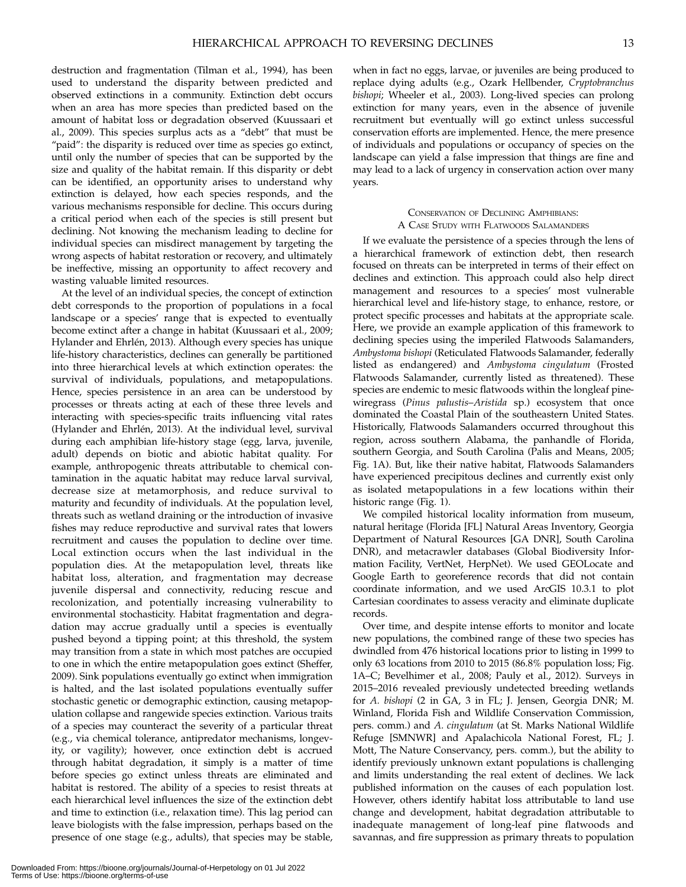destruction and fragmentation (Tilman et al., 1994), has been used to understand the disparity between predicted and observed extinctions in a community. Extinction debt occurs when an area has more species than predicted based on the amount of habitat loss or degradation observed (Kuussaari et al., 2009). This species surplus acts as a "debt" that must be "paid": the disparity is reduced over time as species go extinct, until only the number of species that can be supported by the size and quality of the habitat remain. If this disparity or debt can be identified, an opportunity arises to understand why extinction is delayed, how each species responds, and the various mechanisms responsible for decline. This occurs during a critical period when each of the species is still present but declining. Not knowing the mechanism leading to decline for individual species can misdirect management by targeting the wrong aspects of habitat restoration or recovery, and ultimately be ineffective, missing an opportunity to affect recovery and wasting valuable limited resources.

At the level of an individual species, the concept of extinction debt corresponds to the proportion of populations in a focal landscape or a species' range that is expected to eventually become extinct after a change in habitat (Kuussaari et al., 2009; Hylander and Ehrlén, 2013). Although every species has unique life-history characteristics, declines can generally be partitioned into three hierarchical levels at which extinction operates: the survival of individuals, populations, and metapopulations. Hence, species persistence in an area can be understood by processes or threats acting at each of these three levels and interacting with species-specific traits influencing vital rates (Hylander and Ehrlén, 2013). At the individual level, survival during each amphibian life-history stage (egg, larva, juvenile, adult) depends on biotic and abiotic habitat quality. For example, anthropogenic threats attributable to chemical contamination in the aquatic habitat may reduce larval survival, decrease size at metamorphosis, and reduce survival to maturity and fecundity of individuals. At the population level, threats such as wetland draining or the introduction of invasive fishes may reduce reproductive and survival rates that lowers recruitment and causes the population to decline over time. Local extinction occurs when the last individual in the population dies. At the metapopulation level, threats like habitat loss, alteration, and fragmentation may decrease juvenile dispersal and connectivity, reducing rescue and recolonization, and potentially increasing vulnerability to environmental stochasticity. Habitat fragmentation and degradation may accrue gradually until a species is eventually pushed beyond a tipping point; at this threshold, the system may transition from a state in which most patches are occupied to one in which the entire metapopulation goes extinct (Sheffer, 2009). Sink populations eventually go extinct when immigration is halted, and the last isolated populations eventually suffer stochastic genetic or demographic extinction, causing metapopulation collapse and rangewide species extinction. Various traits of a species may counteract the severity of a particular threat (e.g., via chemical tolerance, antipredator mechanisms, longevity, or vagility); however, once extinction debt is accrued through habitat degradation, it simply is a matter of time before species go extinct unless threats are eliminated and habitat is restored. The ability of a species to resist threats at each hierarchical level influences the size of the extinction debt and time to extinction (i.e., relaxation time). This lag period can leave biologists with the false impression, perhaps based on the presence of one stage (e.g., adults), that species may be stable, when in fact no eggs, larvae, or juveniles are being produced to replace dying adults (e.g., Ozark Hellbender, *Cryptobranchus bishopi*; Wheeler et al., 2003). Long-lived species can prolong extinction for many years, even in the absence of juvenile recruitment but eventually will go extinct unless successful conservation efforts are implemented. Hence, the mere presence of individuals and populations or occupancy of species on the landscape can yield a false impression that things are fine and may lead to a lack of urgency in conservation action over many years.

## Conservation of Declining Amphibians: A Case Study with Flatwoods Salamanders

If we evaluate the persistence of a species through the lens of a hierarchical framework of extinction debt, then research focused on threats can be interpreted in terms of their effect on declines and extinction. This approach could also help direct management and resources to a species' most vulnerable hierarchical level and life-history stage, to enhance, restore, or protect specific processes and habitats at the appropriate scale. Here, we provide an example application of this framework to declining species using the imperiled Flatwoods Salamanders, *Ambystoma bishopi* (Reticulated Flatwoods Salamander, federally listed as endangered) and *Ambystoma cingulatum* (Frosted Flatwoods Salamander, currently listed as threatened). These species are endemic to mesic flatwoods within the longleaf pine-wiregrass (*Pinus palustris–Aristida* sp.) ecosystem that once dominated the Coastal Plain of the southeastern United States. Historically, Flatwoods Salamanders occurred throughout this region, across southern Alabama, the panhandle of Florida, southern Georgia, and South Carolina (Palis and Means, 2005; Fig. 1A). But, like their native habitat, Flatwoods Salamanders have experienced precipitous declines and currently exist only as isolated metapopulations in a few locations within their historic range (Fig. 1).

We compiled historical locality information from museum, natural heritage (Florida [FL] Natural Areas Inventory, Georgia Department of Natural Resources [GA DNR], South Carolina DNR), and metacrawler databases (Global Biodiversity Information Facility, VertNet, HerpNet). We used GEOLocate and Google Earth to georeference records that did not contain coordinate information, and we used ArcGIS 10.3.1 to plot Cartesian coordinates to assess veracity and eliminate duplicate records.

Over time, and despite intense efforts to monitor and locate new populations, the combined range of these two species has dwindled from 476 historical locations prior to listing in 1999 to only 63 locations from 2010 to 2015 (86.8% population loss; Fig. 1A–C; Bevelhimer et al., 2008; Pauly et al., 2012). Surveys in 2015–2016 revealed previously undetected breeding wetlands for *A. bishopi* (2 in GA, 3 in FL; J. Jensen, Georgia DNR; M. Winland, Florida Fish and Wildlife Conservation Commission, pers. comm.) and *A. cingulatum* (at St. Marks National Wildlife Refuge [SMNWR] and Apalachicola National Forest, FL; J. Mott, The Nature Conservancy, pers. comm.), but the ability to identify previously unknown extant populations is challenging and limits understanding the real extent of declines. We lack published information on the causes of each population lost. However, others identify habitat loss attributable to land use change and development, habitat degradation attributable to inadequate management of long-leaf pine flatwoods and savannas, and fire suppression as primary threats to population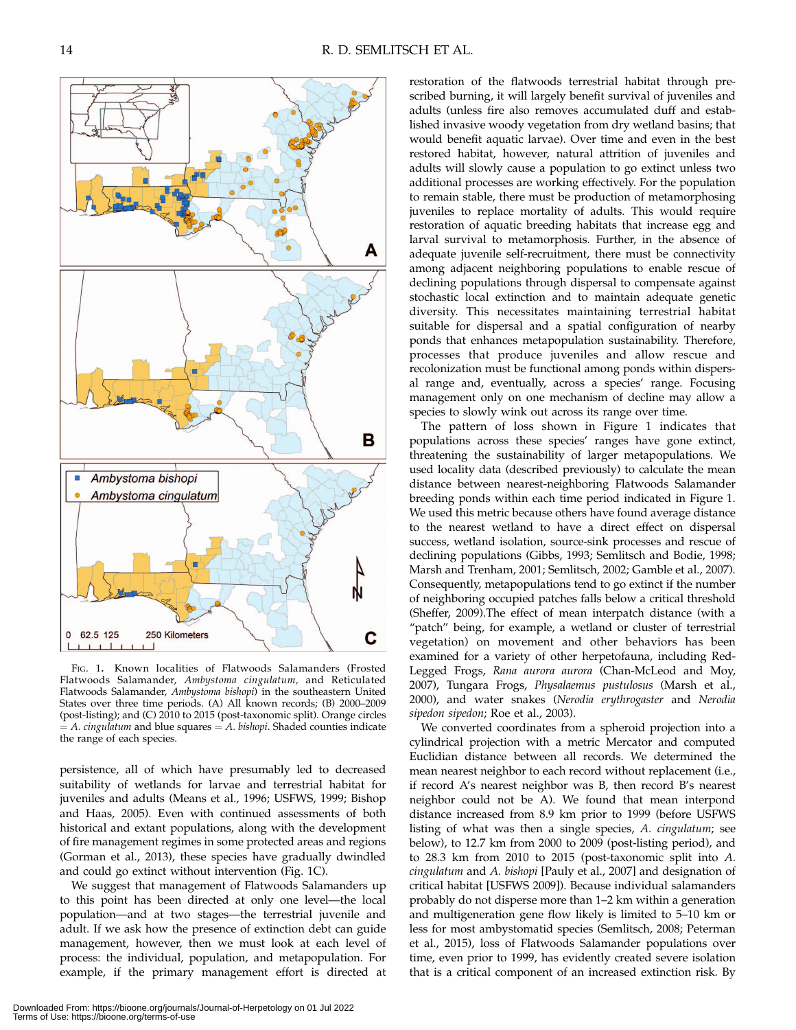Fig. 1. Known localities of Flatwoods Salamanders (Frosted Flatwoods Salamander, *Ambystoma cingulatum*, and Reticulated Flatwoods Salamander, *Ambystoma bishopi*) in the southeastern United States over three time periods. (A) All known records; (B) 2000–2009 (post-listing); and (C) 2010 to 2015 (post-taxonomic split). Orange circles = *A. cingulatum* and blue squares = *A. bishopi*. Shaded counties indicate the range of each species.

persistence, all of which have presumably led to decreased suitability of wetlands for larvae and terrestrial habitat for juveniles and adults (Means et al., 1996; USFWS, 1999; Bishop and Haas, 2005). Even with continued assessments of both historical and extant populations, along with the development of fire management regimes in some protected areas and regions (Gorman et al., 2013), these species have gradually dwindled and could go extinct without intervention (Fig. 1C).

We suggest that management of Flatwoods Salamanders up to this point has been directed at only one level—the local population—and at two stages—the terrestrial juvenile and adult. If we ask how the presence of extinction debt can guide management, however, then we must look at each level of process: the individual, population, and metapopulation. For example, if the primary management effort is directed at restoration of the flatwoods terrestrial habitat through prescribed burning, it will largely benefit survival of juveniles and adults (unless fire also removes accumulated duff and established invasive woody vegetation from dry wetland basins; that would benefit aquatic larvae). Over time and even in the best restored habitat, however, natural attrition of juveniles and adults will slowly cause a population to go extinct unless two additional processes are working effectively. For the population to remain stable, there must be production of metamorphosing juveniles to replace mortality of adults. This would require restoration of aquatic breeding habitats that increase egg and larval survival to metamorphosis. Further, in the absence of adequate juvenile self-recruitment, there must be connectivity among adjacent neighboring populations to enable rescue of declining populations through dispersal to compensate against stochastic local extinction and to maintain adequate genetic diversity. This necessitates maintaining terrestrial habitat suitable for dispersal and a spatial configuration of nearby ponds that enhances metapopulation sustainability. Therefore, processes that produce juveniles and allow rescue and recolonization must be functional among ponds within dispersal range and, eventually, across a species' range. Focusing management only on one mechanism of decline may allow a species to slowly wink out across its range over time.

The pattern of loss shown in Figure 1 indicates that populations across these species' ranges have gone extinct, threatening the sustainability of larger metapopulations. We used locality data (described previously) to calculate the mean distance between nearest-neighboring Flatwoods Salamander breeding ponds within each time period indicated in Figure 1. We used this metric because others have found average distance to the nearest wetland to have a direct effect on dispersal success, wetland isolation, source-sink processes and rescue of declining populations (Gibbs, 1993; Semlitsch and Bodie, 1998; Marsh and Trenham, 2001; Semlitsch, 2002; Gamble et al., 2007). Consequently, metapopulations tend to go extinct if the number of neighboring occupied patches falls below a critical threshold (Sheffer, 2009).The effect of mean interpatch distance (with a "patch" being, for example, a wetland or cluster of terrestrial vegetation) on movement and other behaviors has been examined for a variety of other herpetofauna, including Red-Legged Frogs, *Rana aurora aurora* (Chan-McLeod and Moy, 2007), Tungara Frogs, *Physalaemus pustulosus* (Marsh et al., 2000), and water snakes (*Nerodia erythrogaster* and *Nerodia sipedon sipedon*; Roe et al., 2003).

We converted coordinates from a spheroid projection into a cylindrical projection with a metric Mercator and computed Euclidian distance between all records. We determined the mean nearest neighbor to each record without replacement (i.e., if record A's nearest neighbor was B, then record B's nearest neighbor could not be A). We found that mean interpond distance increased from 8.9 km prior to 1999 (before USFWS listing of what was then a single species, *A. cingulatum*; see below), to 12.7 km from 2000 to 2009 (post-listing period), and to 28.3 km from 2010 to 2015 (post-taxonomic split into *A. cingulatum* and *A. bishopi* [Pauly et al., 2007] and designation of critical habitat [USFWS 2009]). Because individual salamanders probably do not disperse more than 1–2 km within a generation and multigeneration gene flow likely is limited to 5–10 km or less for most ambystomatid species (Semlitsch, 2008; Peterman et al., 2015), loss of Flatwoods Salamander populations over time, even prior to 1999, has evidently created severe isolation that is a critical component of an increased extinction risk. By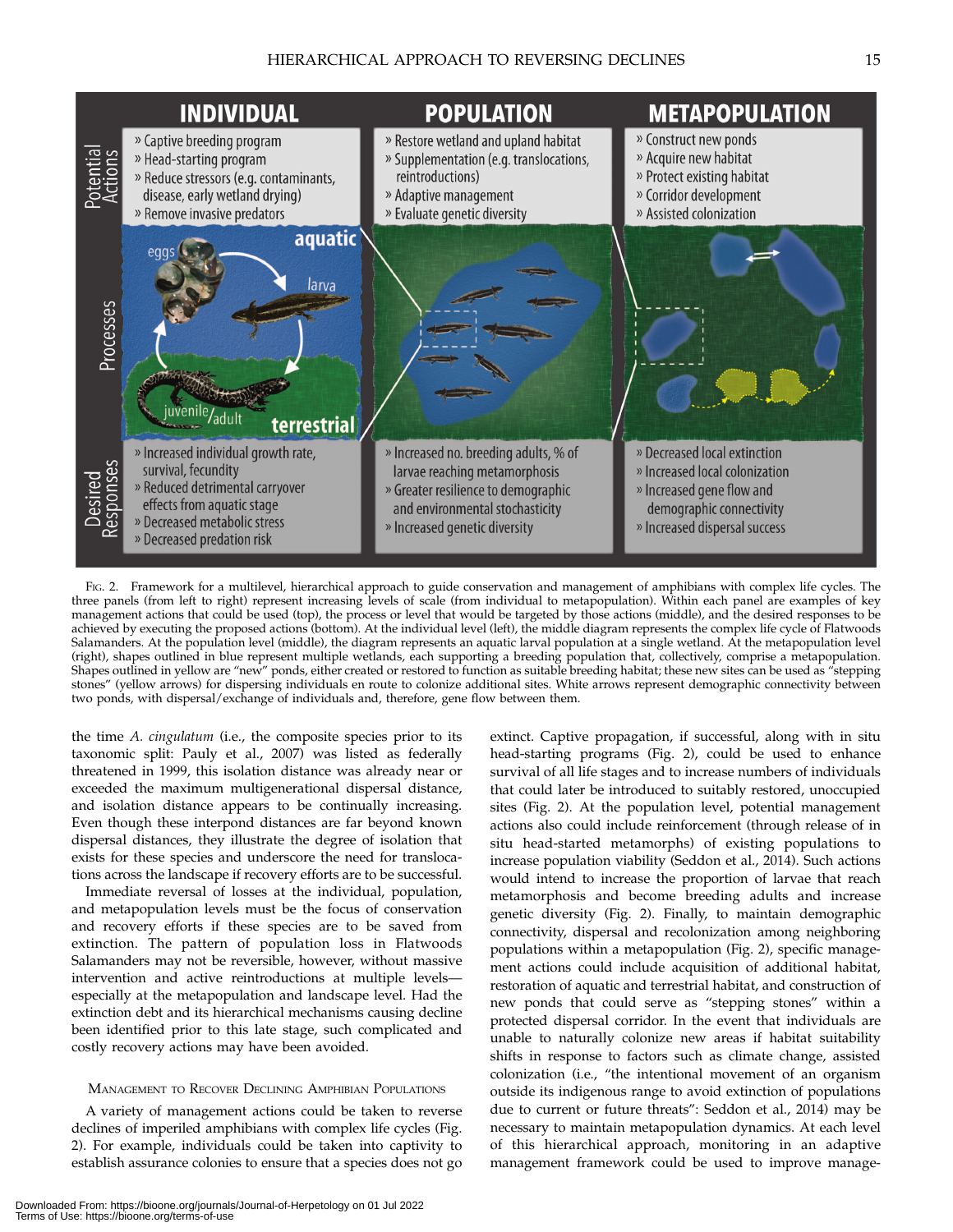| | INDIVIDUAL | POPULATION | METAPOPULATION |
|---|---|---|---|
| Potential Actions | » Captive breeding program<br>» Head-starting program<br>» Reduce stressors (e.g. contaminants, disease, early wetland drying)<br>» Remove invasive predators | » Restore wetland and upland habitat<br>» Supplementation (e.g. translocations, reintroductions)<br>» Adaptive management<br>» Evaluate genetic diversity | » Construct new ponds<br>» Acquire new habitat<br>» Protect existing habitat<br>» Corridor development<br>» Assisted colonization |
| Processes | aquatic: eggs, larva; terrestrial: juvenile/adult | | |
| Desired Responses | » Increased individual growth rate, survival, fecundity<br>» Reduced detrimental carryover effects from aquatic stage<br>» Decreased metabolic stress<br>» Decreased predation risk | » Increased no. breeding adults, % of larvae reaching metamorphosis<br>» Greater resilience to demographic and environmental stochasticity<br>» Increased genetic diversity | » Decreased local extinction<br>» Increased local colonization<br>» Increased gene flow and demographic connectivity<br>» Increased dispersal success |

Fig. 2. Framework for a multilevel, hierarchical approach to guide conservation and management of amphibians with complex life cycles. The three panels (from left to right) represent increasing levels of scale (from individual to metapopulation). Within each panel are examples of key management actions that could be used (top), the process or level that would be targeted by those actions (middle), and the desired responses to be achieved by executing the proposed actions (bottom). At the individual level (left), the middle diagram represents the complex life cycle of Flatwoods Salamanders. At the population level (middle), the diagram represents an aquatic larval population at a single wetland. At the metapopulation level (right), shapes outlined in blue represent multiple wetlands, each supporting a breeding population that, collectively, comprise a metapopulation. Shapes outlined in yellow are "new" ponds, either created or restored to function as suitable breeding habitat; these new sites can be used as "stepping stones" (yellow arrows) for dispersing individuals en route to colonize additional sites. White arrows represent demographic connectivity between two ponds, with dispersal/exchange of individuals and, therefore, gene flow between them.

the time *A. cingulatum* (i.e., the composite species prior to its taxonomic split: Pauly et al., 2007) was listed as federally threatened in 1999, this isolation distance was already near or exceeded the maximum multigenerational dispersal distance, and isolation distance appears to be continually increasing. Even though these interpond distances are far beyond known dispersal distances, they illustrate the degree of isolation that exists for these species and underscore the need for translocations across the landscape if recovery efforts are to be successful.

Immediate reversal of losses at the individual, population, and metapopulation levels must be the focus of conservation and recovery efforts if these species are to be saved from extinction. The pattern of population loss in Flatwoods Salamanders may not be reversible, however, without massive intervention and active reintroductions at multiple levels—especially at the metapopulation and landscape level. Had the extinction debt and its hierarchical mechanisms causing decline been identified prior to this late stage, such complicated and costly recovery actions may have been avoided.

## Management to Recover Declining Amphibian Populations

A variety of management actions could be taken to reverse declines of imperiled amphibians with complex life cycles (Fig. 2). For example, individuals could be taken into captivity to establish assurance colonies to ensure that a species does not go extinct. Captive propagation, if successful, along with in situ head-starting programs (Fig. 2), could be used to enhance survival of all life stages and to increase numbers of individuals that could later be introduced to suitably restored, unoccupied sites (Fig. 2). At the population level, potential management actions also could include reinforcement (through release of in situ head-started metamorphs) of existing populations to increase population viability (Seddon et al., 2014). Such actions would intend to increase the proportion of larvae that reach metamorphosis and become breeding adults and increase genetic diversity (Fig. 2). Finally, to maintain demographic connectivity, dispersal and recolonization among neighboring populations within a metapopulation (Fig. 2), specific management actions could include acquisition of additional habitat, restoration of aquatic and terrestrial habitat, and construction of new ponds that could serve as "stepping stones" within a protected dispersal corridor. In the event that individuals are unable to naturally colonize new areas if habitat suitability shifts in response to factors such as climate change, assisted colonization (i.e., "the intentional movement of an organism outside its indigenous range to avoid extinction of populations due to current or future threats": Seddon et al., 2014) may be necessary to maintain metapopulation dynamics. At each level of this hierarchical approach, monitoring in an adaptive management framework could be used to improve manage-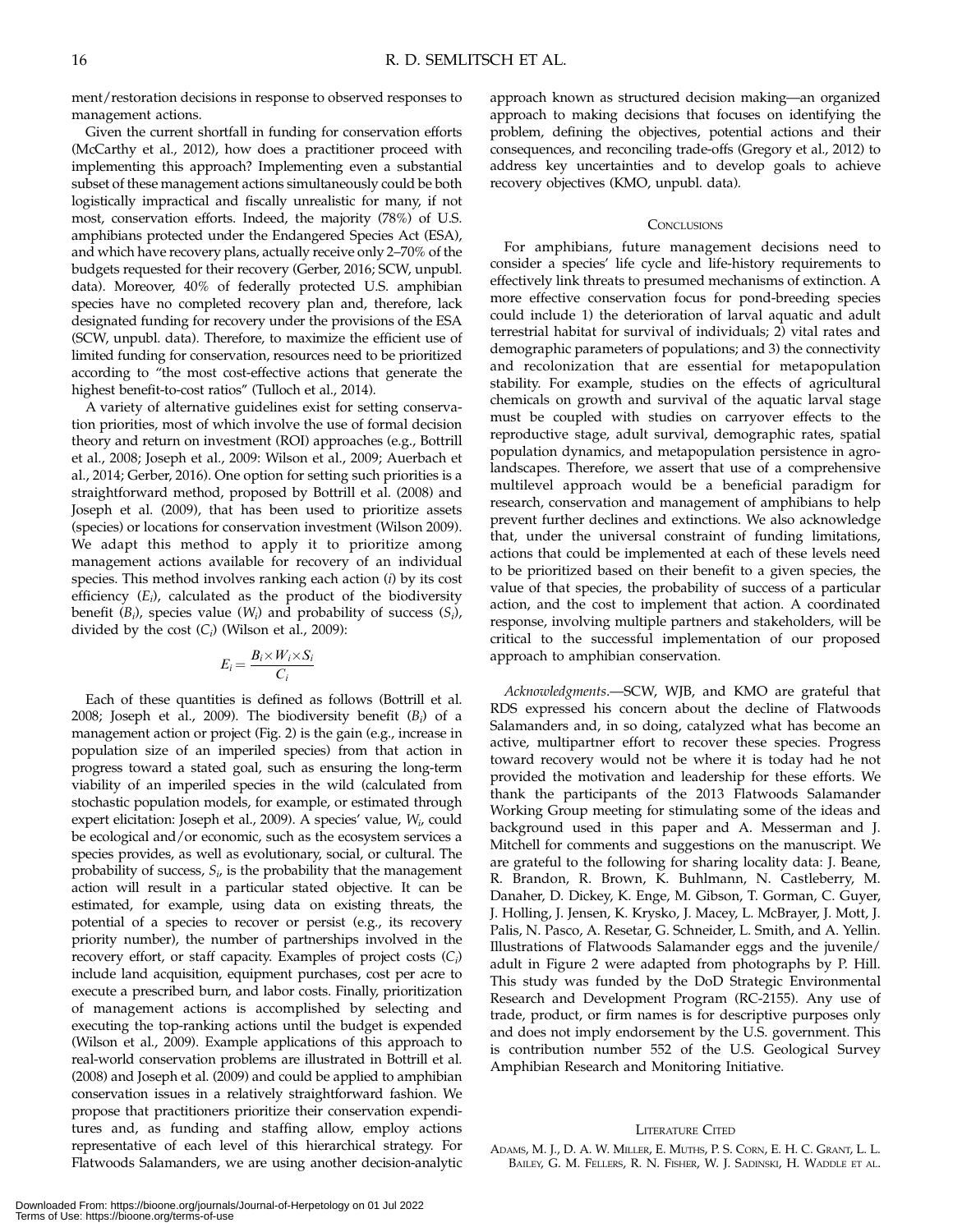ment/restoration decisions in response to observed responses to management actions.

Given the current shortfall in funding for conservation efforts (McCarthy et al., 2012), how does a practitioner proceed with implementing this approach? Implementing even a substantial subset of these management actions simultaneously could be both logistically impractical and fiscally unrealistic for many, if not most, conservation efforts. Indeed, the majority (78%) of U.S. amphibians protected under the Endangered Species Act (ESA), and which have recovery plans, actually receive only 2–70% of the budgets requested for their recovery (Gerber, 2016; SCW, unpubl. data). Moreover, 40% of federally protected U.S. amphibian species have no completed recovery plan and, therefore, lack designated funding for recovery under the provisions of the ESA (SCW, unpubl. data). Therefore, to maximize the efficient use of limited funding for conservation, resources need to be prioritized according to "the most cost-effective actions that generate the highest benefit-to-cost ratios" (Tulloch et al., 2014).

A variety of alternative guidelines exist for setting conservation priorities, most of which involve the use of formal decision theory and return on investment (ROI) approaches (e.g., Bottrill et al., 2008; Joseph et al., 2009: Wilson et al., 2009; Auerbach et al., 2014; Gerber, 2016). One option for setting such priorities is a straightforward method, proposed by Bottrill et al. (2008) and Joseph et al. (2009), that has been used to prioritize assets (species) or locations for conservation investment (Wilson 2009). We adapt this method to apply it to prioritize among management actions available for recovery of an individual species. This method involves ranking each action ($i$) by its cost efficiency ($E_i$), calculated as the product of the biodiversity benefit ($B_i$), species value ($W_i$) and probability of success ($S_i$), divided by the cost ($C_i$) (Wilson et al., 2009):

$$E_i = \frac{B_i \times W_i \times S_i}{C_i}$$

Each of these quantities is defined as follows (Bottrill et al. 2008; Joseph et al., 2009). The biodiversity benefit ($B_i$) of a management action or project (Fig. 2) is the gain (e.g., increase in population size of an imperiled species) from that action in progress toward a stated goal, such as ensuring the long-term viability of an imperiled species in the wild (calculated from stochastic population models, for example, or estimated through expert elicitation: Joseph et al., 2009). A species' value, $W_i$, could be ecological and/or economic, such as the ecosystem services a species provides, as well as evolutionary, social, or cultural. The probability of success, $S_i$, is the probability that the management action will result in a particular stated objective. It can be estimated, for example, using data on existing threats, the potential of a species to recover or persist (e.g., its recovery priority number), the number of partnerships involved in the recovery effort, or staff capacity. Examples of project costs ($C_i$) include land acquisition, equipment purchases, cost per acre to execute a prescribed burn, and labor costs. Finally, prioritization of management actions is accomplished by selecting and executing the top-ranking actions until the budget is expended (Wilson et al., 2009). Example applications of this approach to real-world conservation problems are illustrated in Bottrill et al. (2008) and Joseph et al. (2009) and could be applied to amphibian conservation issues in a relatively straightforward fashion. We propose that practitioners prioritize their conservation expenditures and, as funding and staffing allow, employ actions representative of each level of this hierarchical strategy. For Flatwoods Salamanders, we are using another decision-analytic approach known as structured decision making—an organized approach to making decisions that focuses on identifying the problem, defining the objectives, potential actions and their consequences, and reconciling trade-offs (Gregory et al., 2012) to address key uncertainties and to develop goals to achieve recovery objectives (KMO, unpubl. data).

## Conclusions

For amphibians, future management decisions need to consider a species' life cycle and life-history requirements to effectively link threats to presumed mechanisms of extinction. A more effective conservation focus for pond-breeding species could include 1) the deterioration of larval aquatic and adult terrestrial habitat for survival of individuals; 2) vital rates and demographic parameters of populations; and 3) the connectivity and recolonization that are essential for metapopulation stability. For example, studies on the effects of agricultural chemicals on growth and survival of the aquatic larval stage must be coupled with studies on carryover effects to the reproductive stage, adult survival, demographic rates, spatial population dynamics, and metapopulation persistence in agro-landscapes. Therefore, we assert that use of a comprehensive multilevel approach would be a beneficial paradigm for research, conservation and management of amphibians to help prevent further declines and extinctions. We also acknowledge that, under the universal constraint of funding limitations, actions that could be implemented at each of these levels need to be prioritized based on their benefit to a given species, the value of that species, the probability of success of a particular action, and the cost to implement that action. A coordinated response, involving multiple partners and stakeholders, will be critical to the successful implementation of our proposed approach to amphibian conservation.

*Acknowledgments.*—SCW, WJB, and KMO are grateful that RDS expressed his concern about the decline of Flatwoods Salamanders and, in so doing, catalyzed what has become an active, multipartner effort to recover these species. Progress toward recovery would not be where it is today had he not provided the motivation and leadership for these efforts. We thank the participants of the 2013 Flatwoods Salamander Working Group meeting for stimulating some of the ideas and background used in this paper and A. Messerman and J. Mitchell for comments and suggestions on the manuscript. We are grateful to the following for sharing locality data: J. Beane, R. Brandon, R. Brown, K. Buhlmann, N. Castleberry, M. Danaher, D. Dickey, K. Enge, M. Gibson, T. Gorman, C. Guyer, J. Holling, J. Jensen, K. Krysko, J. Macey, L. McBrayer, J. Mott, J. Palis, N. Pasco, A. Resetar, G. Schneider, L. Smith, and A. Yellin. Illustrations of Flatwoods Salamander eggs and the juvenile/adult in Figure 2 were adapted from photographs by P. Hill. This study was funded by the DoD Strategic Environmental Research and Development Program (RC-2155). Any use of trade, product, or firm names is for descriptive purposes only and does not imply endorsement by the U.S. government. This is contribution number 552 of the U.S. Geological Survey Amphibian Research and Monitoring Initiative.

## Literature Cited

Adams, M. J., D. A. W. Miller, E. Muths, P. S. Corn, E. H. C. Grant, L. L. Bailey, G. M. Fellers, R. N. Fisher, W. J. Sadinski, H. Waddle et al.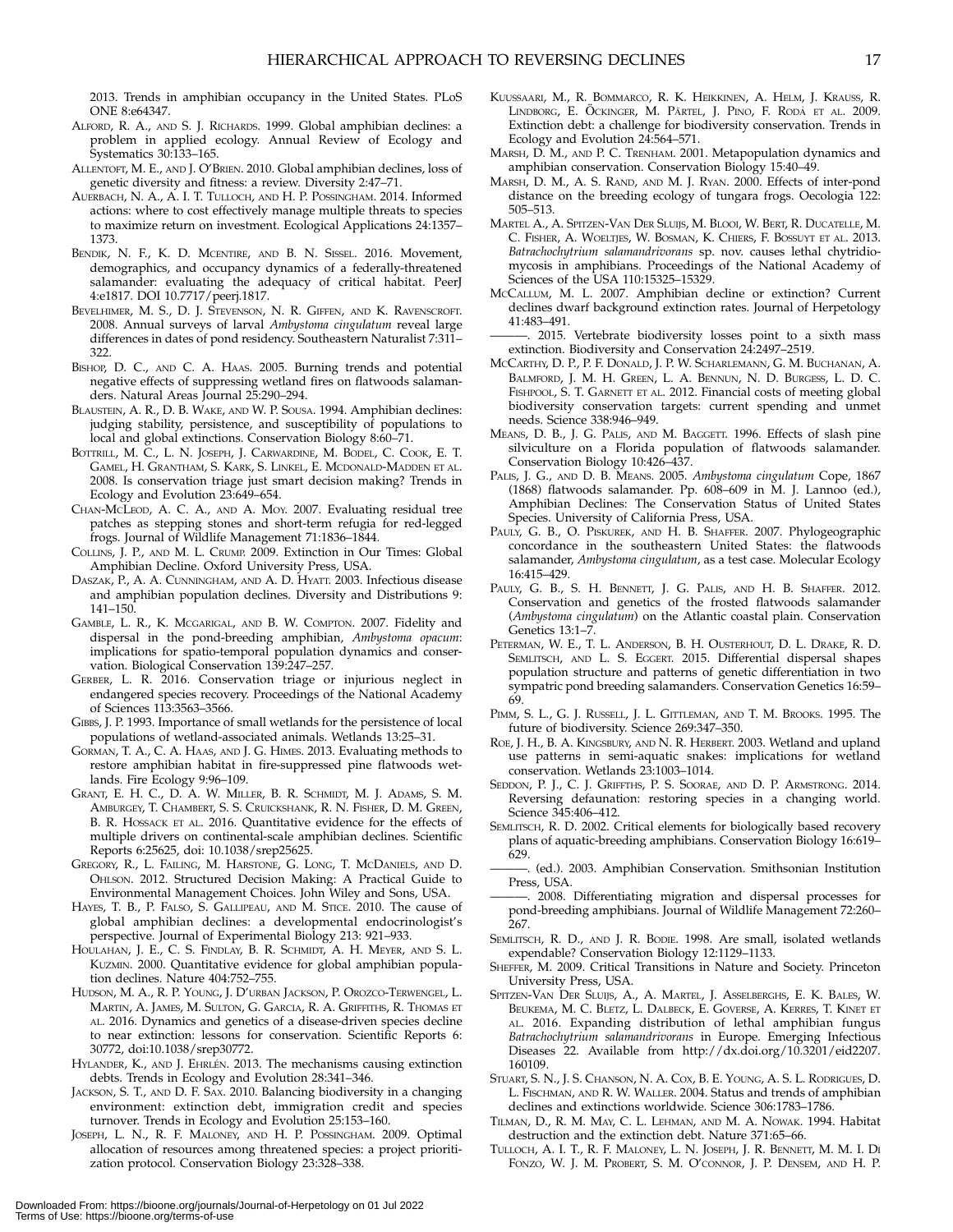2013. Trends in amphibian occupancy in the United States. PLoS ONE 8:e64347.

ALFORD, R. A., AND S. J. RICHARDS. 1999. Global amphibian declines: a problem in applied ecology. Annual Review of Ecology and Systematics 30:133–165.

ALLENTOFT, M. E., AND J. O'BRIEN. 2010. Global amphibian declines, loss of genetic diversity and fitness: a review. Diversity 2:47–71.

AUERBACH, N. A., A. I. T. TULLOCH, AND H. P. POSSINGHAM. 2014. Informed actions: where to cost effectively manage multiple threats to species to maximize return on investment. Ecological Applications 24:1357–1373.

BENDIK, N. F., K. D. MCENTIRE, AND B. N. SISSEL. 2016. Movement, demographics, and occupancy dynamics of a federally-threatened salamander: evaluating the adequacy of critical habitat. PeerJ 4:e1817. DOI 10.7717/peerj.1817.

BEVELHIMER, M. S., D. J. STEVENSON, N. R. GIFFEN, AND K. RAVENSCROFT. 2008. Annual surveys of larval *Ambystoma cingulatum* reveal large differences in dates of pond residency. Southeastern Naturalist 7:311–322.

BISHOP, D. C., AND C. A. HAAS. 2005. Burning trends and potential negative effects of suppressing wetland fires on flatwoods salamanders. Natural Areas Journal 25:290–294.

BLAUSTEIN, A. R., D. B. WAKE, AND W. P. SOUSA. 1994. Amphibian declines: judging stability, persistence, and susceptibility of populations to local and global extinctions. Conservation Biology 8:60–71.

BOTTRILL, M. C., L. N. JOSEPH, J. CARWARDINE, M. BODEL, C. COOK, E. T. GAMEL, H. GRANTHAM, S. KARK, S. LINKEL, E. MCDONALD-MADDEN ET AL. 2008. Is conservation triage just smart decision making? Trends in Ecology and Evolution 23:649–654.

CHAN-MCLEOD, A. C. A., AND A. MOY. 2007. Evaluating residual tree patches as stepping stones and short-term refugia for red-legged frogs. Journal of Wildlife Management 71:1836–1844.

COLLINS, J. P., AND M. L. CRUMP. 2009. Extinction in Our Times: Global Amphibian Decline. Oxford University Press, USA.

DASZAK, P., A. A. CUNNINGHAM, AND A. D. HYATT. 2003. Infectious disease and amphibian population declines. Diversity and Distributions 9: 141–150.

GAMBLE, L. R., K. MCGARIGAL, AND B. W. COMPTON. 2007. Fidelity and dispersal in the pond-breeding amphibian, *Ambystoma opacum*: implications for spatio-temporal population dynamics and conservation. Biological Conservation 139:247–257.

GERBER, L. R. 2016. Conservation triage or injurious neglect in endangered species recovery. Proceedings of the National Academy of Sciences 113:3563–3566.

GIBBS, J. P. 1993. Importance of small wetlands for the persistence of local populations of wetland-associated animals. Wetlands 13:25–31.

GORMAN, T. A., C. A. HAAS, AND J. G. HIMES. 2013. Evaluating methods to restore amphibian habitat in fire-suppressed pine flatwoods wetlands. Fire Ecology 9:96–109.

GRANT, E. H. C., D. A. W. MILLER, B. R. SCHMIDT, M. J. ADAMS, S. M. AMBURGEY, T. CHAMBERT, S. S. CRUICKSHANK, R. N. FISHER, D. M. GREEN, B. R. HOSSACK ET AL. 2016. Quantitative evidence for the effects of multiple drivers on continental-scale amphibian declines. Scientific Reports 6:25625, doi: 10.1038/srep25625.

GREGORY, R., L. FAILING, M. HARSTONE, G. LONG, T. MCDANIELS, AND D. OHLSON. 2012. Structured Decision Making: A Practical Guide to Environmental Management Choices. John Wiley and Sons, USA.

HAYES, T. B., P. FALSO, S. GALLIPEAU, AND M. STICE. 2010. The cause of global amphibian declines: a developmental endocrinologist's perspective. Journal of Experimental Biology 213: 921–933.

HOULAHAN, J. E., C. S. FINDLAY, B. R. SCHMIDT, A. H. MEYER, AND S. L. KUZMIN. 2000. Quantitative evidence for global amphibian population declines. Nature 404:752–755.

HUDSON, M. A., R. P. YOUNG, J. D'URBAN JACKSON, P. OROZCO-TERWENGEL, L. MARTIN, A. JAMES, M. SULTON, G. GARCIA, R. A. GRIFFITHS, R. THOMAS ET AL. 2016. Dynamics and genetics of a disease-driven species decline to near extinction: lessons for conservation. Scientific Reports 6: 30772, doi:10.1038/srep30772.

HYLANDER, K., AND J. EHRLÉN. 2013. The mechanisms causing extinction debts. Trends in Ecology and Evolution 28:341–346.

JACKSON, S. T., AND D. F. SAX. 2010. Balancing biodiversity in a changing environment: extinction debt, immigration credit and species turnover. Trends in Ecology and Evolution 25:153–160.

JOSEPH, L. N., R. F. MALONEY, AND H. P. POSSINGHAM. 2009. Optimal allocation of resources among threatened species: a project prioritization protocol. Conservation Biology 23:328–338.

KUUSSAARI, M., R. BOMMARCO, R. K. HEIKKINEN, A. HELM, J. KRAUSS, R. LINDBORG, E. ÖCKINGER, M. PÄRTEL, J. PINO, F. RODÀ ET AL. 2009. Extinction debt: a challenge for biodiversity conservation. Trends in Ecology and Evolution 24:564–571.

MARSH, D. M., AND P. C. TRENHAM. 2001. Metapopulation dynamics and amphibian conservation. Conservation Biology 15:40–49.

MARSH, D. M., A. S. RAND, AND M. J. RYAN. 2000. Effects of inter-pond distance on the breeding ecology of tungara frogs. Oecologia 122: 505–513.

MARTEL A., A. SPITZEN-VAN DER SLUIJS, M. BLOOI, W. BERT, R. DUCATELLE, M. C. FISHER, A. WOELTJES, W. BOSMAN, K. CHIERS, F. BOSSUYT ET AL. 2013. *Batrachochytrium salamandrivorans* sp. nov. causes lethal chytridiomycosis in amphibians. Proceedings of the National Academy of Sciences of the USA 110:15325–15329.

MCCALLUM, M. L. 2007. Amphibian decline or extinction? Current declines dwarf background extinction rates. Journal of Herpetology 41:483–491.

———. 2015. Vertebrate biodiversity losses point to a sixth mass extinction. Biodiversity and Conservation 24:2497–2519.

MCCARTHY, D. P., P. F. DONALD, J. P. W. SCHARLEMANN, G. M. BUCHANAN, A. BALMFORD, J. M. H. GREEN, L. A. BENNUN, N. D. BURGESS, L. D. C. FISHPOOL, S. T. GARNETT ET AL. 2012. Financial costs of meeting global biodiversity conservation targets: current spending and unmet needs. Science 338:946–949.

MEANS, D. B., J. G. PALIS, AND M. BAGGETT. 1996. Effects of slash pine silviculture on a Florida population of flatwoods salamander. Conservation Biology 10:426–437.

PALIS, J. G., AND D. B. MEANS. 2005. *Ambystoma cingulatum* Cope, 1867 (1868) flatwoods salamander. Pp. 608–609 in M. J. Lannoo (ed.), Amphibian Declines: The Conservation Status of United States Species. University of California Press, USA.

PAULY, G. B., O. PISKUREK, AND H. B. SHAFFER. 2007. Phylogeographic concordance in the southeastern United States: the flatwoods salamander, *Ambystoma cingulatum*, as a test case. Molecular Ecology 16:415–429.

PAULY, G. B., S. H. BENNETT, J. G. PALIS, AND H. B. SHAFFER. 2012. Conservation and genetics of the frosted flatwoods salamander (*Ambystoma cingulatum*) on the Atlantic coastal plain. Conservation Genetics 13:1–7.

PETERMAN, W. E., T. L. ANDERSON, B. H. OUSTERHOUT, D. L. DRAKE, R. D. SEMLITSCH, AND L. S. EGGERT. 2015. Differential dispersal shapes population structure and patterns of genetic differentiation in two sympatric pond breeding salamanders. Conservation Genetics 16:59–69.

PIMM, S. L., G. J. RUSSELL, J. L. GITTLEMAN, AND T. M. BROOKS. 1995. The future of biodiversity. Science 269:347–350.

ROE, J. H., B. A. KINGSBURY, AND N. R. HERBERT. 2003. Wetland and upland use patterns in semi-aquatic snakes: implications for wetland conservation. Wetlands 23:1003–1014.

SEDDON, P. J., C. J. GRIFFTHS, P. S. SOORAE, AND D. P. ARMSTRONG. 2014. Reversing defaunation: restoring species in a changing world. Science 345:406–412.

SEMLITSCH, R. D. 2002. Critical elements for biologically based recovery plans of aquatic-breeding amphibians. Conservation Biology 16:619–629.

———. (ed.). 2003. Amphibian Conservation. Smithsonian Institution Press, USA.

———. 2008. Differentiating migration and dispersal processes for pond-breeding amphibians. Journal of Wildlife Management 72:260–267.

SEMLITSCH, R. D., AND J. R. BODIE. 1998. Are small, isolated wetlands expendable? Conservation Biology 12:1129–1133.

SHEFFER, M. 2009. Critical Transitions in Nature and Society. Princeton University Press, USA.

SPITZEN-VAN DER SLUIJS, A., A. MARTEL, J. ASSELBERGHS, E. K. BALES, W. BEUKEMA, M. C. BLETZ, L. DALBECK, E. GOVERSE, A. KERRES, T. KINET ET AL. 2016. Expanding distribution of lethal amphibian fungus *Batrachochytrium salamandrivorans* in Europe. Emerging Infectious Diseases 22. Available from http://dx.doi.org/10.3201/eid2207.160109.

STUART, S. N., J. S. CHANSON, N. A. COX, B. E. YOUNG, A. S. L. RODRIGUES, D. L. FISCHMAN, AND R. W. WALLER. 2004. Status and trends of amphibian declines and extinctions worldwide. Science 306:1783–1786.

TILMAN, D., R. M. MAY, C. L. LEHMAN, AND M. A. NOWAK. 1994. Habitat destruction and the extinction debt. Nature 371:65–66.

TULLOCH, A. I. T., R. F. MALONEY, L. N. JOSEPH, J. R. BENNETT, M. M. I. DI FONZO, W. J. M. PROBERT, S. M. O'CONNOR, J. P. DENSEM, AND H. P.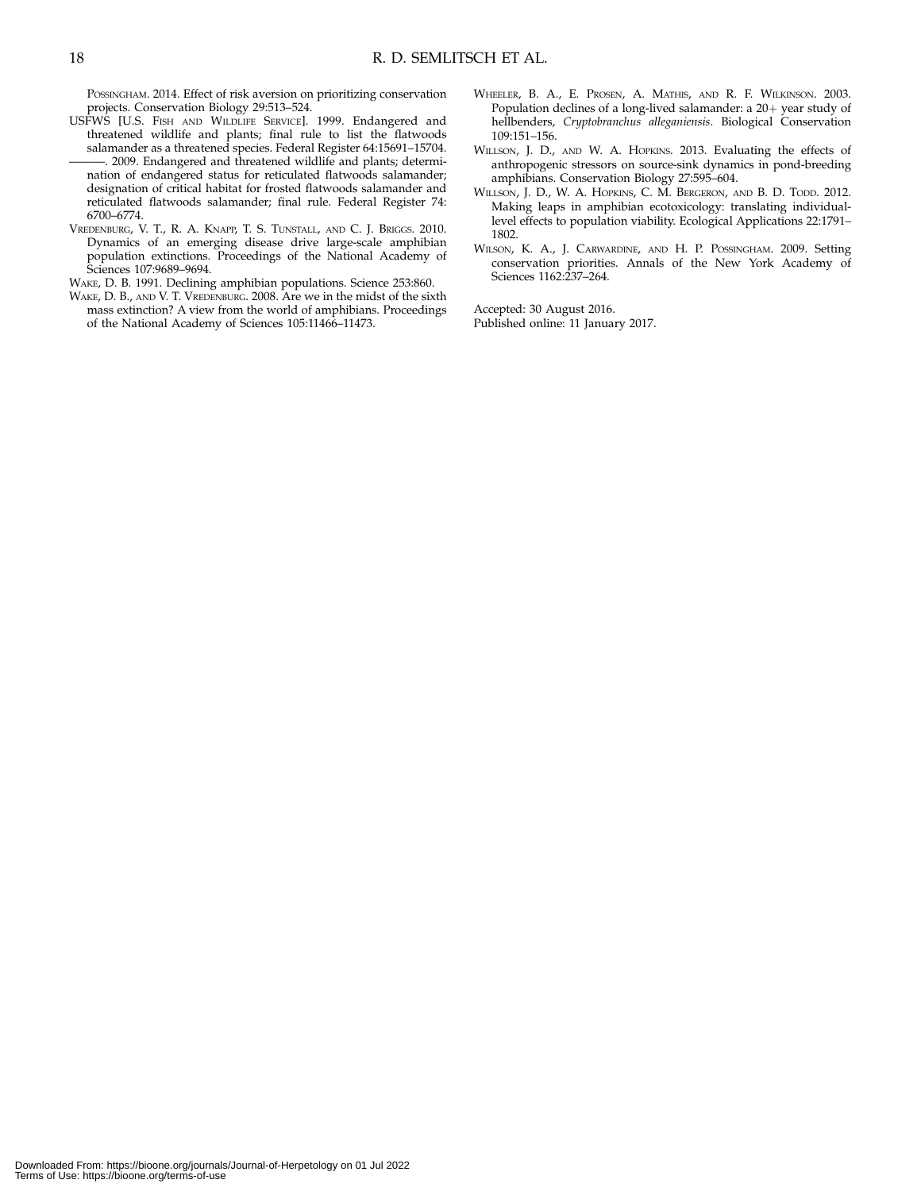Possingham. 2014. Effect of risk aversion on prioritizing conservation projects. Conservation Biology 29:513–524.

USFWS [U.S. Fish and Wildlife Service]. 1999. Endangered and threatened wildlife and plants; final rule to list the flatwoods salamander as a threatened species. Federal Register 64:15691–15704.

———. 2009. Endangered and threatened wildlife and plants; determination of endangered status for reticulated flatwoods salamander; designation of critical habitat for frosted flatwoods salamander and reticulated flatwoods salamander; final rule. Federal Register 74: 6700–6774.

Vredenburg, V. T., R. A. Knapp, T. S. Tunstall, and C. J. Briggs. 2010. Dynamics of an emerging disease drive large-scale amphibian population extinctions. Proceedings of the National Academy of Sciences 107:9689–9694.

Wake, D. B. 1991. Declining amphibian populations. Science 253:860.

Wake, D. B., and V. T. Vredenburg. 2008. Are we in the midst of the sixth mass extinction? A view from the world of amphibians. Proceedings of the National Academy of Sciences 105:11466–11473.

Wheeler, B. A., E. Prosen, A. Mathis, and R. F. Wilkinson. 2003. Population declines of a long-lived salamander: a 20+ year study of hellbenders, *Cryptobranchus alleganiensis*. Biological Conservation 109:151–156.

Willson, J. D., and W. A. Hopkins. 2013. Evaluating the effects of anthropogenic stressors on source-sink dynamics in pond-breeding amphibians. Conservation Biology 27:595–604.

Willson, J. D., W. A. Hopkins, C. M. Bergeron, and B. D. Todd. 2012. Making leaps in amphibian ecotoxicology: translating individual-level effects to population viability. Ecological Applications 22:1791–1802.

Wilson, K. A., J. Carwardine, and H. P. Possingham. 2009. Setting conservation priorities. Annals of the New York Academy of Sciences 1162:237–264.

Accepted: 30 August 2016.
Published online: 11 January 2017.